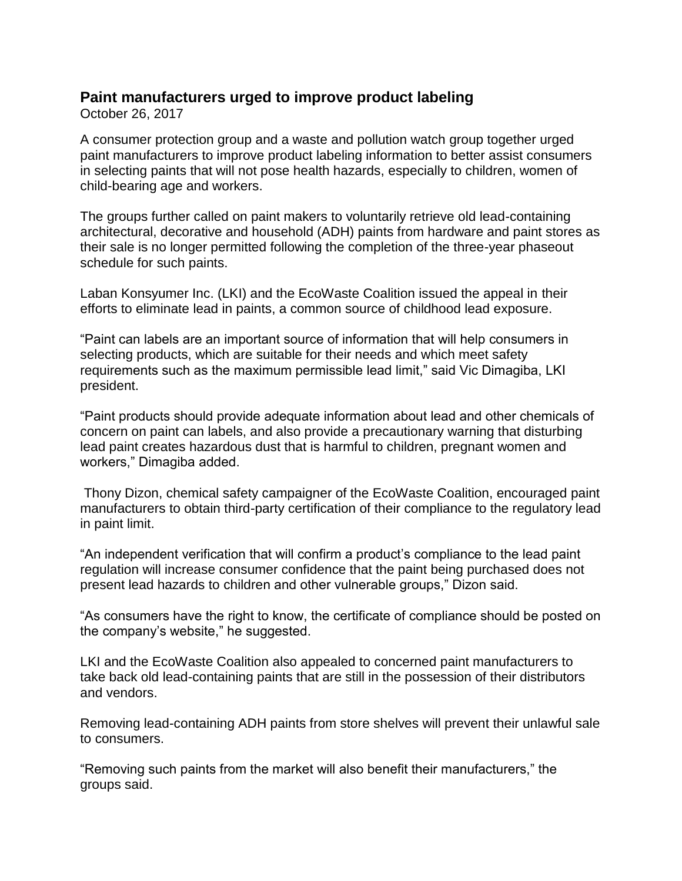## Paint manufacturers urged to improve product labeling

October 26, 2017

A consumer protection group and a waste and pollution watch group together urged paint manufacturers to improve product labeling information to better assist consumers in selecting paints that will not pose health hazards, especially to children, women of child-bearing age and workers.

The groups further called on paint makers to voluntarily retrieve old lead-containing architectural, decorative and household (ADH) paints from hardware and paint stores as their sale is no longer permitted following the completion of the three-year phaseout schedule for such paints.

Laban Konsyumer Inc. (LKI) and the EcoWaste Coalition issued the appeal in their efforts to eliminate lead in paints, a common source of childhood lead exposure.

"Paint can labels are an important source of information that will help consumers in selecting products, which are suitable for their needs and which meet safety requirements such as the maximum permissible lead limit," said Vic Dimagiba, LKI president.

"Paint products should provide adequate information about lead and other chemicals of concern on paint can labels, and also provide a precautionary warning that disturbing lead paint creates hazardous dust that is harmful to children, pregnant women and workers," Dimagiba added.

Thony Dizon, chemical safety campaigner of the EcoWaste Coalition, encouraged paint manufacturers to obtain third-party certification of their compliance to the regulatory lead in paint limit.

"An independent verification that will confirm a product's compliance to the lead paint regulation will increase consumer confidence that the paint being purchased does not present lead hazards to children and other vulnerable groups," Dizon said.

"As consumers have the right to know, the certificate of compliance should be posted on the company's website," he suggested.

LKI and the EcoWaste Coalition also appealed to concerned paint manufacturers to take back old lead-containing paints that are still in the possession of their distributors and vendors.

Removing lead-containing ADH paints from store shelves will prevent their unlawful sale to consumers.

"Removing such paints from the market will also benefit their manufacturers," the groups said.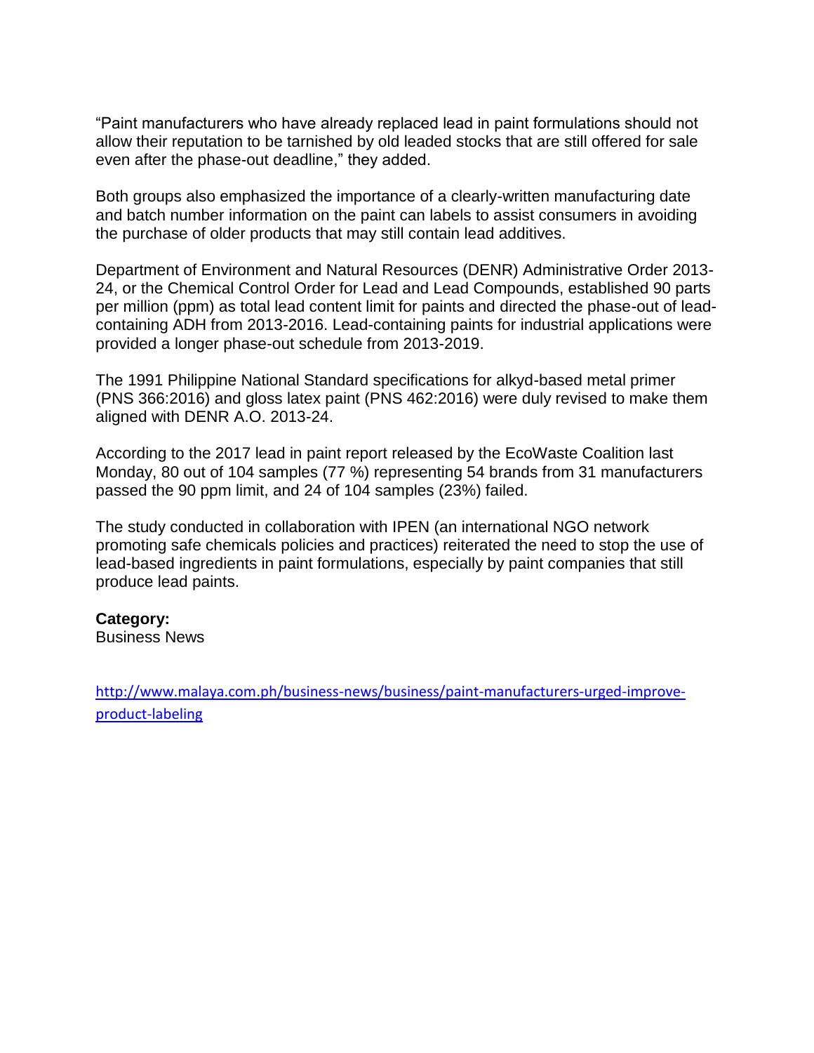"Paint manufacturers who have already replaced lead in paint formulations should not allow their reputation to be tarnished by old leaded stocks that are still offered for sale even after the phase-out deadline," they added.

Both groups also emphasized the importance of a clearly-written manufacturing date and batch number information on the paint can labels to assist consumers in avoiding the purchase of older products that may still contain lead additives.

Department of Environment and Natural Resources (DENR) Administrative Order 2013-24, or the Chemical Control Order for Lead and Lead Compounds, established 90 parts per million (ppm) as total lead content limit for paints and directed the phase-out of lead-containing ADH from 2013-2016. Lead-containing paints for industrial applications were provided a longer phase-out schedule from 2013-2019.

The 1991 Philippine National Standard specifications for alkyd-based metal primer (PNS 366:2016) and gloss latex paint (PNS 462:2016) were duly revised to make them aligned with DENR A.O. 2013-24.

According to the 2017 lead in paint report released by the EcoWaste Coalition last Monday, 80 out of 104 samples (77 %) representing 54 brands from 31 manufacturers passed the 90 ppm limit, and 24 of 104 samples (23%) failed.

The study conducted in collaboration with IPEN (an international NGO network promoting safe chemicals policies and practices) reiterated the need to stop the use of lead-based ingredients in paint formulations, especially by paint companies that still produce lead paints.

**Category:**
Business News

http://www.malaya.com.ph/business-news/business/paint-manufacturers-urged-improve-product-labeling